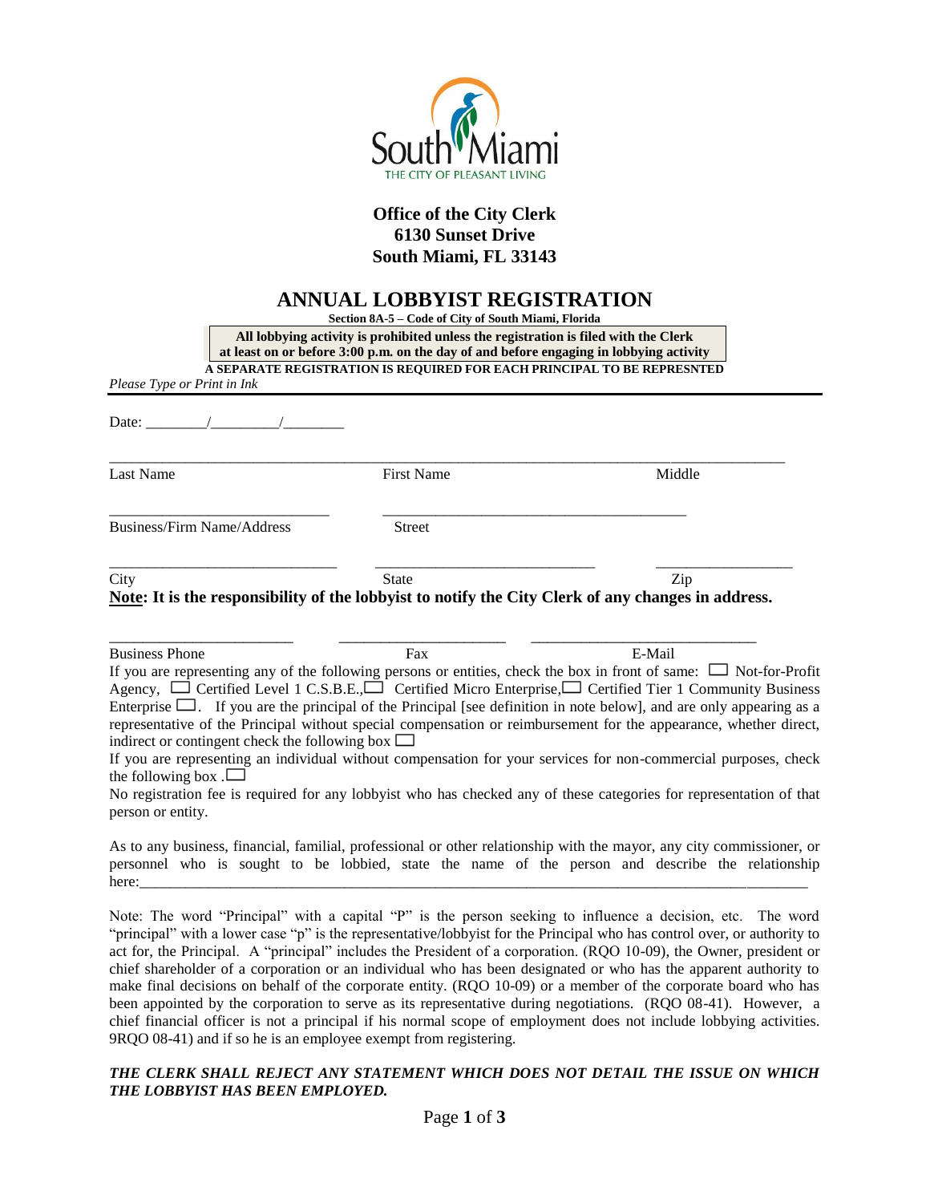South Miami
THE CITY OF PLEASANT LIVING

**Office of the City Clerk**
**6130 Sunset Drive**
**South Miami, FL 33143**

# ANNUAL LOBBYIST REGISTRATION

**Section 8A-5 – Code of City of South Miami, Florida**

**All lobbying activity is prohibited unless the registration is filed with the Clerk at least on or before 3:00 p.m. on the day of and before engaging in lobbying activity**

**A SEPARATE REGISTRATION IS REQUIRED FOR EACH PRINCIPAL TO BE REPRESNTED**

*Please Type or Print in Ink*

Date: ________/_________/________

______________________________________________________________________________

Last Name First Name Middle

____________________________ ______________________________________

Business/Firm Name/Address Street

______________________________ ____________________________ _________________

City State Zip

**Note: It is the responsibility of the lobbyist to notify the City Clerk of any changes in address.**

________________________ ______________________ ______________________________

Business Phone Fax E-Mail

If you are representing any of the following persons or entities, check the box in front of same: ☐ Not-for-Profit Agency, ☐ Certified Level 1 C.S.B.E.,☐ Certified Micro Enterprise,☐ Certified Tier 1 Community Business Enterprise ☐. If you are the principal of the Principal [see definition in note below], and are only appearing as a representative of the Principal without special compensation or reimbursement for the appearance, whether direct, indirect or contingent check the following box ☐

If you are representing an individual without compensation for your services for non-commercial purposes, check the following box .☐

No registration fee is required for any lobbyist who has checked any of these categories for representation of that person or entity.

As to any business, financial, familial, professional or other relationship with the mayor, any city commissioner, or personnel who is sought to be lobbied, state the name of the person and describe the relationship here:_____________________________________________________________________________________

Note: The word "Principal" with a capital "P" is the person seeking to influence a decision, etc. The word "principal" with a lower case "p" is the representative/lobbyist for the Principal who has control over, or authority to act for, the Principal. A "principal" includes the President of a corporation. (RQO 10-09), the Owner, president or chief shareholder of a corporation or an individual who has been designated or who has the apparent authority to make final decisions on behalf of the corporate entity. (RQO 10-09) or a member of the corporate board who has been appointed by the corporation to serve as its representative during negotiations. (RQO 08-41). However, a chief financial officer is not a principal if his normal scope of employment does not include lobbying activities. 9RQO 08-41) and if so he is an employee exempt from registering.

***THE CLERK SHALL REJECT ANY STATEMENT WHICH DOES NOT DETAIL THE ISSUE ON WHICH THE LOBBYIST HAS BEEN EMPLOYED.***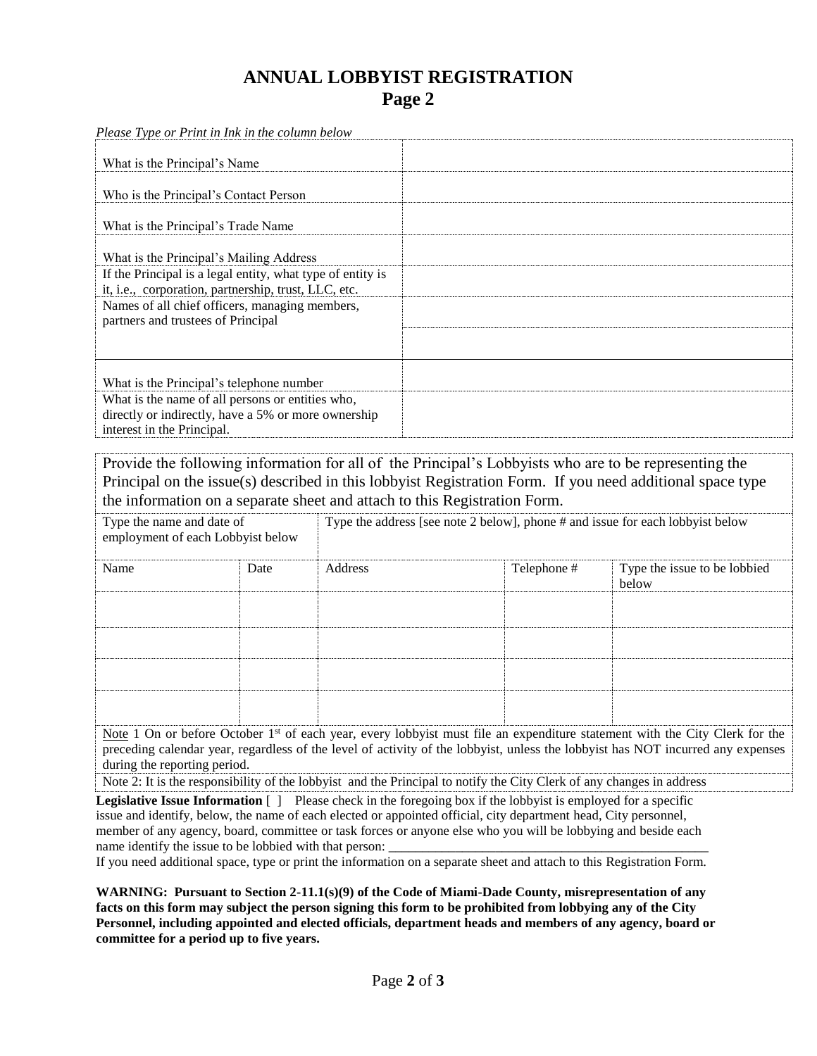# ANNUAL LOBBYIST REGISTRATION
## Page 2

*Please Type or Print in Ink in the column below*

| | |
|---|---|
| What is the Principal's Name | |
| Who is the Principal's Contact Person | |
| What is the Principal's Trade Name | |
| What is the Principal's Mailing Address | |
| If the Principal is a legal entity, what type of entity is it, i.e., corporation, partnership, trust, LLC, etc. | |
| Names of all chief officers, managing members, partners and trustees of Principal | |
| | |
| What is the Principal's telephone number | |
| What is the name of all persons or entities who, directly or indirectly, have a 5% or more ownership interest in the Principal. | |

Provide the following information for all of the Principal's Lobbyists who are to be representing the Principal on the issue(s) described in this lobbyist Registration Form. If you need additional space type the information on a separate sheet and attach to this Registration Form.

| Type the name and date of employment of each Lobbyist below | | Type the address [see note 2 below], phone # and issue for each lobbyist below | | |
|---|---|---|---|---|
| Name | Date | Address | Telephone # | Type the issue to be lobbied below |
| | | | | |
| | | | | |
| | | | | |
| | | | | |

Note 1 On or before October 1st of each year, every lobbyist must file an expenditure statement with the City Clerk for the preceding calendar year, regardless of the level of activity of the lobbyist, unless the lobbyist has NOT incurred any expenses during the reporting period.

Note 2: It is the responsibility of the lobbyist and the Principal to notify the City Clerk of any changes in address

**Legislative Issue Information** [ ] Please check in the foregoing box if the lobbyist is employed for a specific issue and identify, below, the name of each elected or appointed official, city department head, City personnel, member of any agency, board, committee or task forces or anyone else who you will be lobbying and beside each name identify the issue to be lobbied with that person: ____________________________________________________

If you need additional space, type or print the information on a separate sheet and attach to this Registration Form.

**WARNING: Pursuant to Section 2-11.1(s)(9) of the Code of Miami-Dade County, misrepresentation of any facts on this form may subject the person signing this form to be prohibited from lobbying any of the City Personnel, including appointed and elected officials, department heads and members of any agency, board or committee for a period up to five years.**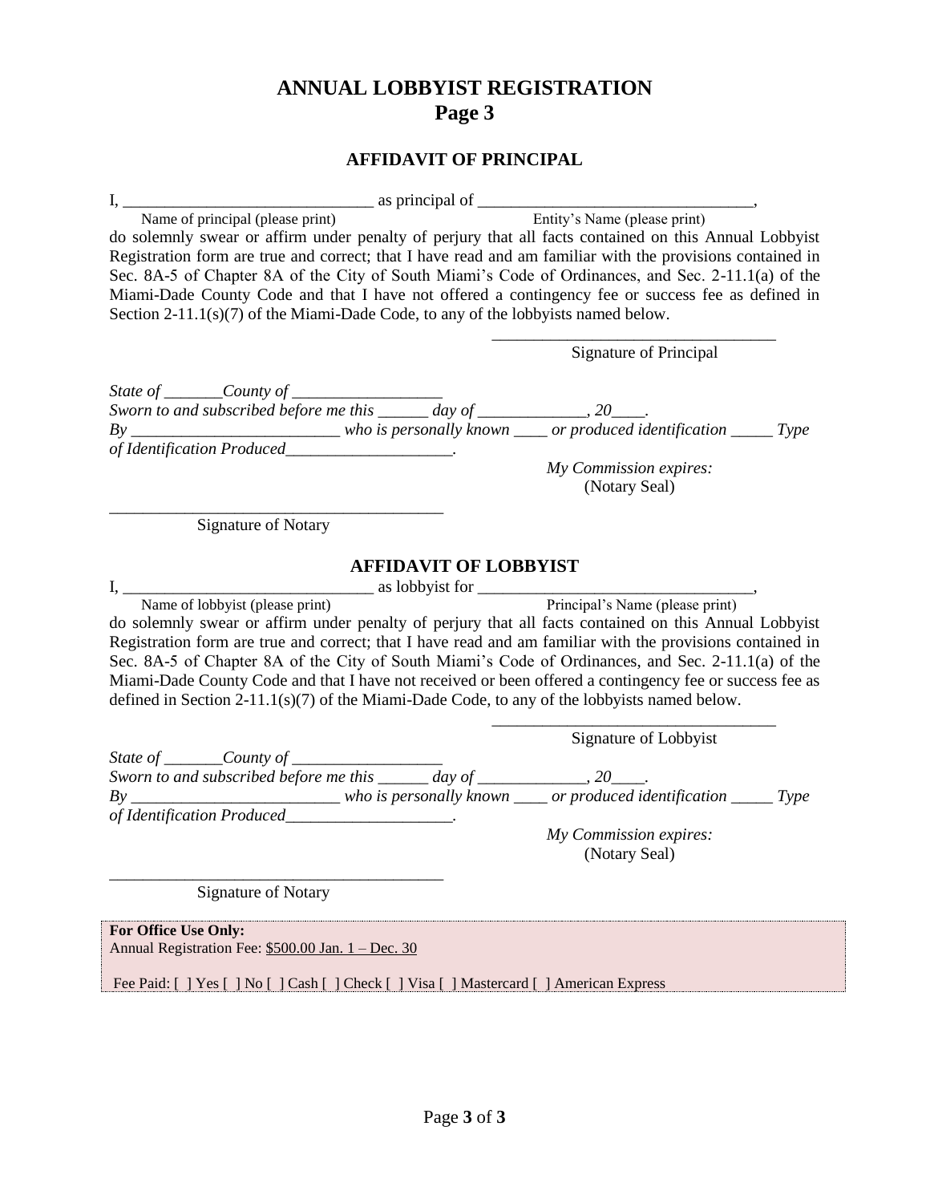# ANNUAL LOBBYIST REGISTRATION
## Page 3

### AFFIDAVIT OF PRINCIPAL

I, ______________________________ as principal of _________________________________,
Name of principal (please print) Entity's Name (please print)
do solemnly swear or affirm under penalty of perjury that all facts contained on this Annual Lobbyist Registration form are true and correct; that I have read and am familiar with the provisions contained in Sec. 8A-5 of Chapter 8A of the City of South Miami's Code of Ordinances, and Sec. 2-11.1(a) of the Miami-Dade County Code and that I have not offered a contingency fee or success fee as defined in Section 2-11.1(s)(7) of the Miami-Dade Code, to any of the lobbyists named below.

__________________________________
Signature of Principal

*State of _______County of __________________*
*Sworn to and subscribed before me this ______ day of _____________, 20____.*
*By _________________________ who is personally known ____ or produced identification _____ Type of Identification Produced____________________.*

*My Commission expires:*
(Notary Seal)

________________________________________
Signature of Notary

### AFFIDAVIT OF LOBBYIST

I, ______________________________ as lobbyist for __________________________________,
Name of lobbyist (please print) Principal's Name (please print)
do solemnly swear or affirm under penalty of perjury that all facts contained on this Annual Lobbyist Registration form are true and correct; that I have read and am familiar with the provisions contained in Sec. 8A-5 of Chapter 8A of the City of South Miami's Code of Ordinances, and Sec. 2-11.1(a) of the Miami-Dade County Code and that I have not received or been offered a contingency fee or success fee as defined in Section 2-11.1(s)(7) of the Miami-Dade Code, to any of the lobbyists named below.

__________________________________
Signature of Lobbyist

*State of _______County of __________________*
*Sworn to and subscribed before me this ______ day of _____________, 20____.*
*By _________________________ who is personally known ____ or produced identification _____ Type of Identification Produced____________________.*

*My Commission expires:*
(Notary Seal)

________________________________________
Signature of Notary

**For Office Use Only:**
Annual Registration Fee: <u>$500.00 Jan. 1 – Dec. 30</u>

Fee Paid: [ ] Yes [ ] No [ ] Cash [ ] Check [ ] Visa [ ] Mastercard [ ] American Express